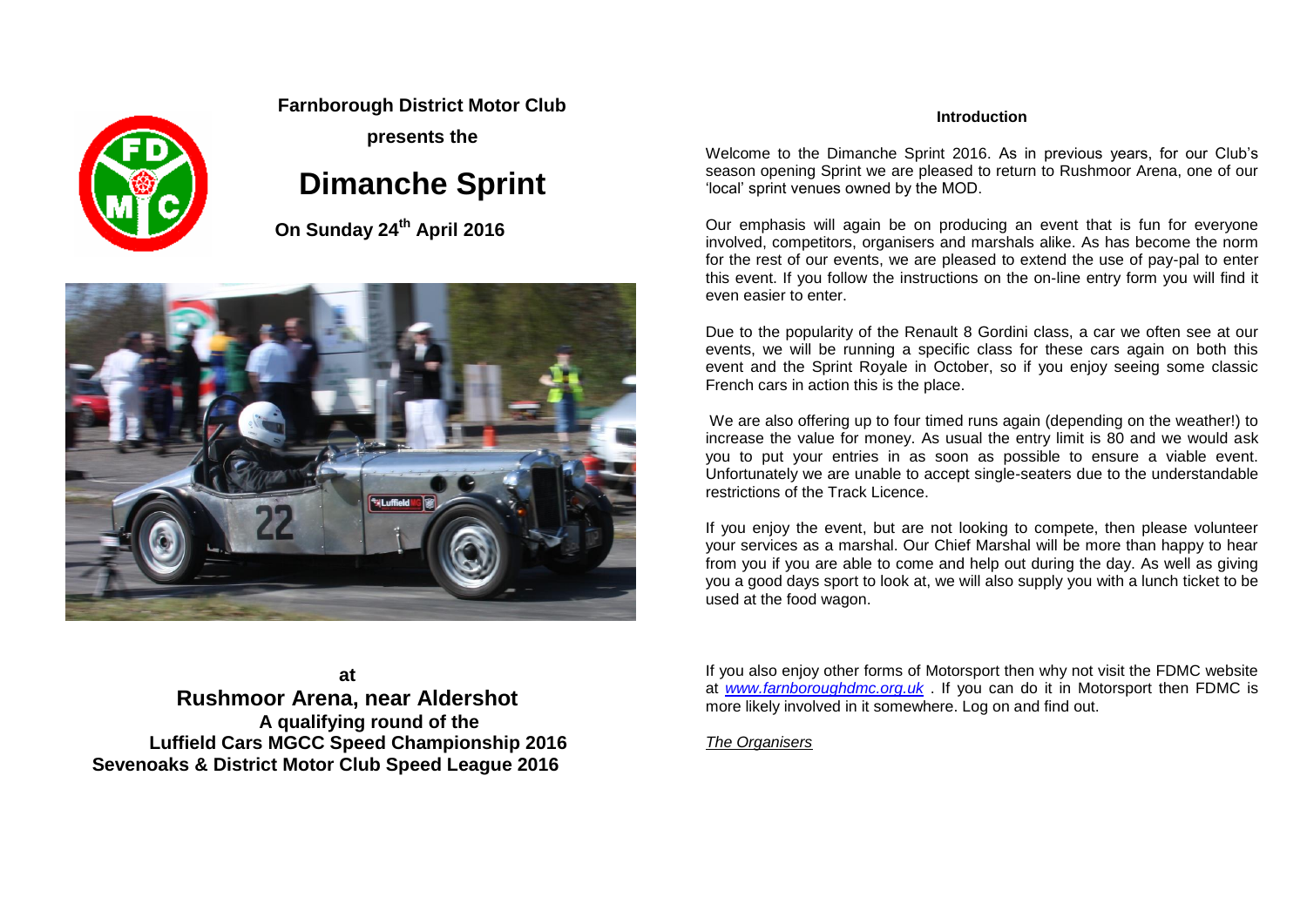**Farnborough District Motor Club**

**presents the**

# Dimanche Sprint

**On Sunday 24th April 2016**

**at**

**Rushmoor Arena, near Aldershot**

**A qualifying round of the**

**Luffield Cars MGCC Speed Championship 2016**

**Sevenoaks & District Motor Club Speed League 2016**

## Introduction

Welcome to the Dimanche Sprint 2016. As in previous years, for our Club's season opening Sprint we are pleased to return to Rushmoor Arena, one of our 'local' sprint venues owned by the MOD.

Our emphasis will again be on producing an event that is fun for everyone involved, competitors, organisers and marshals alike. As has become the norm for the rest of our events, we are pleased to extend the use of pay-pal to enter this event. If you follow the instructions on the on-line entry form you will find it even easier to enter.

Due to the popularity of the Renault 8 Gordini class, a car we often see at our events, we will be running a specific class for these cars again on both this event and the Sprint Royale in October, so if you enjoy seeing some classic French cars in action this is the place.

We are also offering up to four timed runs again (depending on the weather!) to increase the value for money. As usual the entry limit is 80 and we would ask you to put your entries in as soon as possible to ensure a viable event. Unfortunately we are unable to accept single-seaters due to the understandable restrictions of the Track Licence.

If you enjoy the event, but are not looking to compete, then please volunteer your services as a marshal. Our Chief Marshal will be more than happy to hear from you if you are able to come and help out during the day. As well as giving you a good days sport to look at, we will also supply you with a lunch ticket to be used at the food wagon.

If you also enjoy other forms of Motorsport then why not visit the FDMC website at *www.farnboroughdmc.org.uk* . If you can do it in Motorsport then FDMC is more likely involved in it somewhere. Log on and find out.

*The Organisers*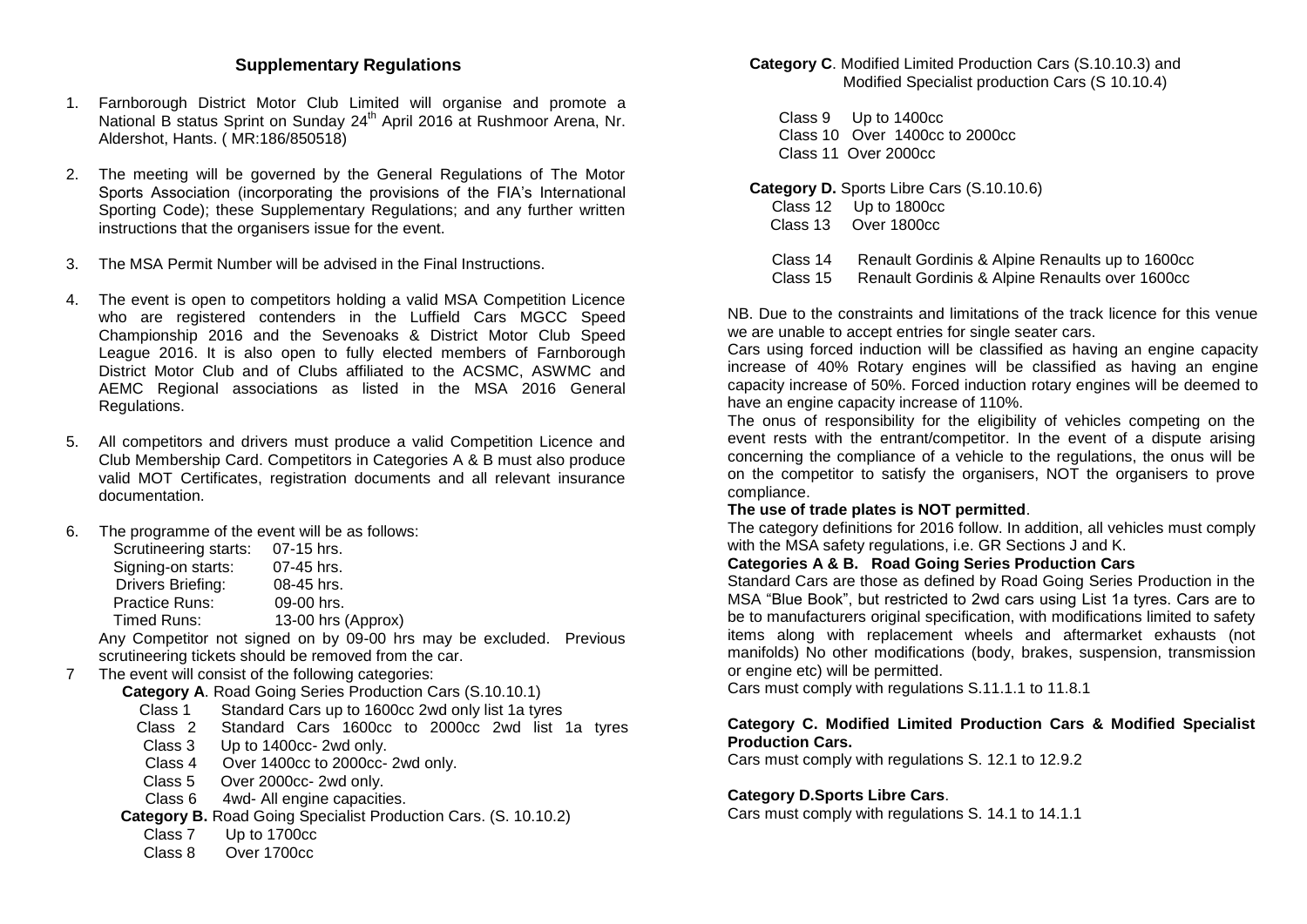## Supplementary Regulations

1. Farnborough District Motor Club Limited will organise and promote a National B status Sprint on Sunday 24th April 2016 at Rushmoor Arena, Nr. Aldershot, Hants. ( MR:186/850518)

2. The meeting will be governed by the General Regulations of The Motor Sports Association (incorporating the provisions of the FIA's International Sporting Code); these Supplementary Regulations; and any further written instructions that the organisers issue for the event.

3. The MSA Permit Number will be advised in the Final Instructions.

4. The event is open to competitors holding a valid MSA Competition Licence who are registered contenders in the Luffield Cars MGCC Speed Championship 2016 and the Sevenoaks & District Motor Club Speed League 2016. It is also open to fully elected members of Farnborough District Motor Club and of Clubs affiliated to the ACSMC, ASWMC and AEMC Regional associations as listed in the MSA 2016 General Regulations.

5. All competitors and drivers must produce a valid Competition Licence and Club Membership Card. Competitors in Categories A & B must also produce valid MOT Certificates, registration documents and all relevant insurance documentation.

6. The programme of the event will be as follows:

   Scrutineering starts: 07-15 hrs.
   Signing-on starts: 07-45 hrs.
   Drivers Briefing: 08-45 hrs.
   Practice Runs: 09-00 hrs.
   Timed Runs: 13-00 hrs (Approx)

   Any Competitor not signed on by 09-00 hrs may be excluded. Previous scrutineering tickets should be removed from the car.

7. The event will consist of the following categories:

   **Category A**. Road Going Series Production Cars (S.10.10.1)
   - Class 1 Standard Cars up to 1600cc 2wd only list 1a tyres
   - Class 2 Standard Cars 1600cc to 2000cc 2wd list 1a tyres
   - Class 3 Up to 1400cc- 2wd only.
   - Class 4 Over 1400cc to 2000cc- 2wd only.
   - Class 5 Over 2000cc- 2wd only.
   - Class 6 4wd- All engine capacities.

   **Category B.** Road Going Specialist Production Cars. (S. 10.10.2)
   - Class 7 Up to 1700cc
   - Class 8 Over 1700cc

   **Category C**. Modified Limited Production Cars (S.10.10.3) and Modified Specialist production Cars (S 10.10.4)
   - Class 9 Up to 1400cc
   - Class 10 Over 1400cc to 2000cc
   - Class 11 Over 2000cc

   **Category D.** Sports Libre Cars (S.10.10.6)
   - Class 12 Up to 1800cc
   - Class 13 Over 1800cc

   - Class 14 Renault Gordinis & Alpine Renaults up to 1600cc
   - Class 15 Renault Gordinis & Alpine Renaults over 1600cc

NB. Due to the constraints and limitations of the track licence for this venue we are unable to accept entries for single seater cars.

Cars using forced induction will be classified as having an engine capacity increase of 40% Rotary engines will be classified as having an engine capacity increase of 50%. Forced induction rotary engines will be deemed to have an engine capacity increase of 110%.

The onus of responsibility for the eligibility of vehicles competing on the event rests with the entrant/competitor. In the event of a dispute arising concerning the compliance of a vehicle to the regulations, the onus will be on the competitor to satisfy the organisers, NOT the organisers to prove compliance.

**The use of trade plates is NOT permitted**.

The category definitions for 2016 follow. In addition, all vehicles must comply with the MSA safety regulations, i.e. GR Sections J and K.

**Categories A & B. Road Going Series Production Cars**

Standard Cars are those as defined by Road Going Series Production in the MSA "Blue Book", but restricted to 2wd cars using List 1a tyres. Cars are to be to manufacturers original specification, with modifications limited to safety items along with replacement wheels and aftermarket exhausts (not manifolds) No other modifications (body, brakes, suspension, transmission or engine etc) will be permitted.

Cars must comply with regulations S.11.1.1 to 11.8.1

**Category C. Modified Limited Production Cars & Modified Specialist Production Cars.**

Cars must comply with regulations S. 12.1 to 12.9.2

**Category D.Sports Libre Cars**.

Cars must comply with regulations S. 14.1 to 14.1.1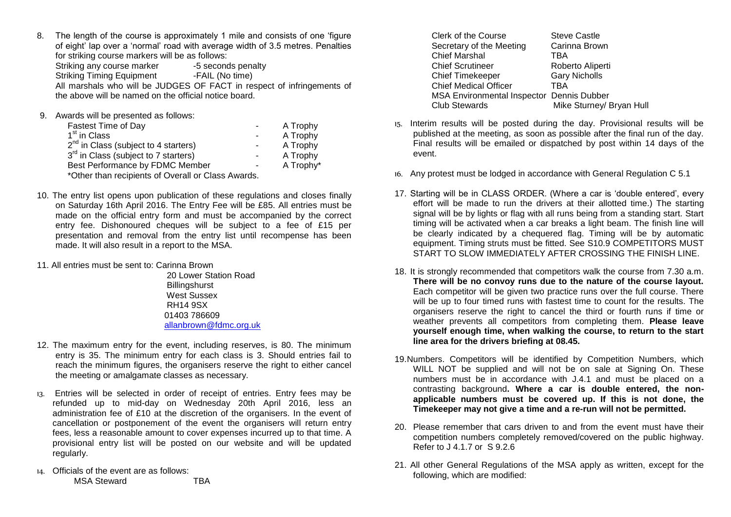8. The length of the course is approximately 1 mile and consists of one 'figure of eight' lap over a 'normal' road with average width of 3.5 metres. Penalties for striking course markers will be as follows:

   | | |
   |---|---|
   | Striking any course marker | -5 seconds penalty |
   | Striking Timing Equipment | -FAIL (No time) |

   All marshals who will be JUDGES OF FACT in respect of infringements of the above will be named on the official notice board.

9. Awards will be presented as follows:

   | | | |
   |---|---|---|
   | Fastest Time of Day | - | A Trophy |
   | 1st in Class | - | A Trophy |
   | 2nd in Class (subject to 4 starters) | - | A Trophy |
   | 3rd in Class (subject to 7 starters) | - | A Trophy |
   | Best Performance by FDMC Member | - | A Trophy* |

   *Other than recipients of Overall or Class Awards.

10. The entry list opens upon publication of these regulations and closes finally on Saturday 16th April 2016. The Entry Fee will be £85. All entries must be made on the official entry form and must be accompanied by the correct entry fee. Dishonoured cheques will be subject to a fee of £15 per presentation and removal from the entry list until recompense has been made. It will also result in a report to the MSA.

11. All entries must be sent to: Carinna Brown
    20 Lower Station Road
    Billingshurst
    West Sussex
    RH14 9SX
    01403 786609
    allanbrown@fdmc.org.uk

12. The maximum entry for the event, including reserves, is 80. The minimum entry is 35. The minimum entry for each class is 3. Should entries fail to reach the minimum figures, the organisers reserve the right to either cancel the meeting or amalgamate classes as necessary.

13. Entries will be selected in order of receipt of entries. Entry fees may be refunded up to mid-day on Wednesday 20th April 2016, less an administration fee of £10 at the discretion of the organisers. In the event of cancellation or postponement of the event the organisers will return entry fees, less a reasonable amount to cover expenses incurred up to that time. A provisional entry list will be posted on our website and will be updated regularly.

14. Officials of the event are as follows:

    | | |
    |---|---|
    | MSA Steward | TBA |
    | Clerk of the Course | Steve Castle |
    | Secretary of the Meeting | Carinna Brown |
    | Chief Marshal | TBA |
    | Chief Scrutineer | Roberto Aliperti |
    | Chief Timekeeper | Gary Nicholls |
    | Chief Medical Officer | TBA |
    | MSA Environmental Inspector | Dennis Dubber |
    | Club Stewards | Mike Sturney/ Bryan Hull |

15. Interim results will be posted during the day. Provisional results will be published at the meeting, as soon as possible after the final run of the day. Final results will be emailed or dispatched by post within 14 days of the event.

16. Any protest must be lodged in accordance with General Regulation C 5.1

17. Starting will be in CLASS ORDER. (Where a car is 'double entered', every effort will be made to run the drivers at their allotted time.) The starting signal will be by lights or flag with all runs being from a standing start. Start timing will be activated when a car breaks a light beam. The finish line will be clearly indicated by a chequered flag. Timing will be by automatic equipment. Timing struts must be fitted. See S10.9 COMPETITORS MUST START TO SLOW IMMEDIATELY AFTER CROSSING THE FINISH LINE.

18. It is strongly recommended that competitors walk the course from 7.30 a.m. **There will be no convoy runs due to the nature of the course layout.** Each competitor will be given two practice runs over the full course. There will be up to four timed runs with fastest time to count for the results. The organisers reserve the right to cancel the third or fourth runs if time or weather prevents all competitors from completing them. **Please leave yourself enough time, when walking the course, to return to the start line area for the drivers briefing at 08.45.**

19. Numbers. Competitors will be identified by Competition Numbers, which WILL NOT be supplied and will not be on sale at Signing On. These numbers must be in accordance with J.4.1 and must be placed on a contrasting background**. Where a car is double entered, the non-applicable numbers must be covered up. If this is not done, the Timekeeper may not give a time and a re-run will not be permitted.**

20. Please remember that cars driven to and from the event must have their competition numbers completely removed/covered on the public highway. Refer to J 4.1.7 or S 9.2.6

21. All other General Regulations of the MSA apply as written, except for the following, which are modified: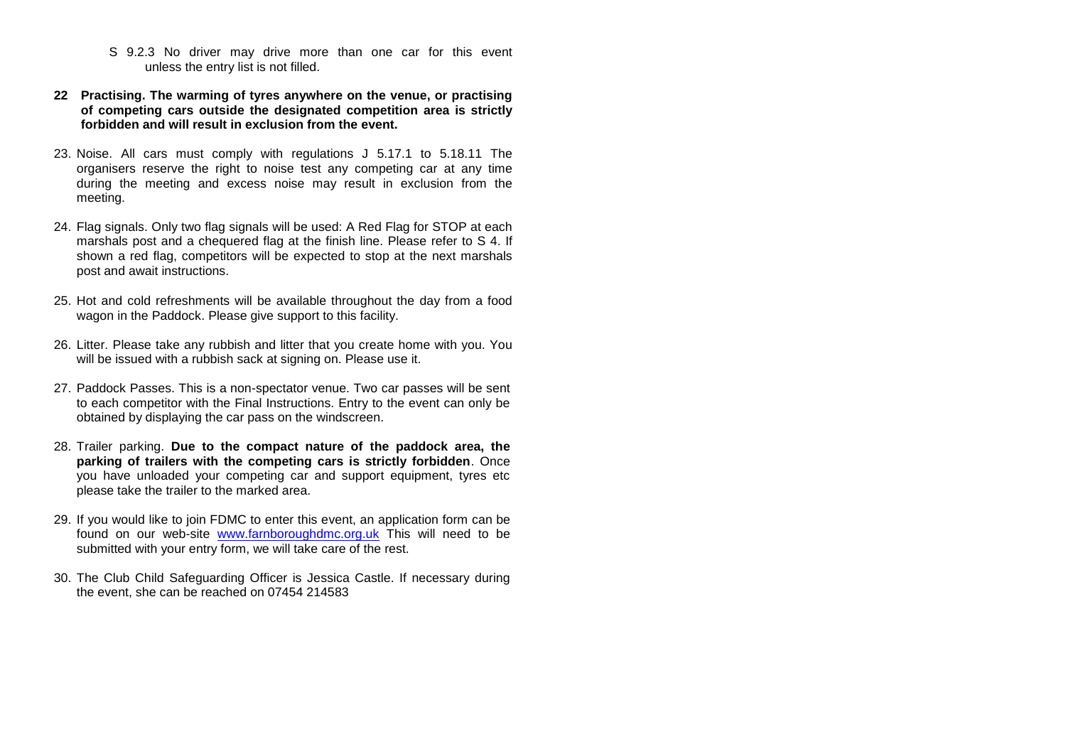S 9.2.3 No driver may drive more than one car for this event unless the entry list is not filled.

**22 Practising. The warming of tyres anywhere on the venue, or practising of competing cars outside the designated competition area is strictly forbidden and will result in exclusion from the event.**

23. Noise. All cars must comply with regulations J 5.17.1 to 5.18.11 The organisers reserve the right to noise test any competing car at any time during the meeting and excess noise may result in exclusion from the meeting.

24. Flag signals. Only two flag signals will be used: A Red Flag for STOP at each marshals post and a chequered flag at the finish line. Please refer to S 4. If shown a red flag, competitors will be expected to stop at the next marshals post and await instructions.

25. Hot and cold refreshments will be available throughout the day from a food wagon in the Paddock. Please give support to this facility.

26. Litter. Please take any rubbish and litter that you create home with you. You will be issued with a rubbish sack at signing on. Please use it.

27. Paddock Passes. This is a non-spectator venue. Two car passes will be sent to each competitor with the Final Instructions. Entry to the event can only be obtained by displaying the car pass on the windscreen.

28. Trailer parking. **Due to the compact nature of the paddock area, the parking of trailers with the competing cars is strictly forbidden**. Once you have unloaded your competing car and support equipment, tyres etc please take the trailer to the marked area.

29. If you would like to join FDMC to enter this event, an application form can be found on our web-site [www.farnboroughdmc.org.uk](http://www.farnboroughdmc.org.uk) This will need to be submitted with your entry form, we will take care of the rest.

30. The Club Child Safeguarding Officer is Jessica Castle. If necessary during the event, she can be reached on 07454 214583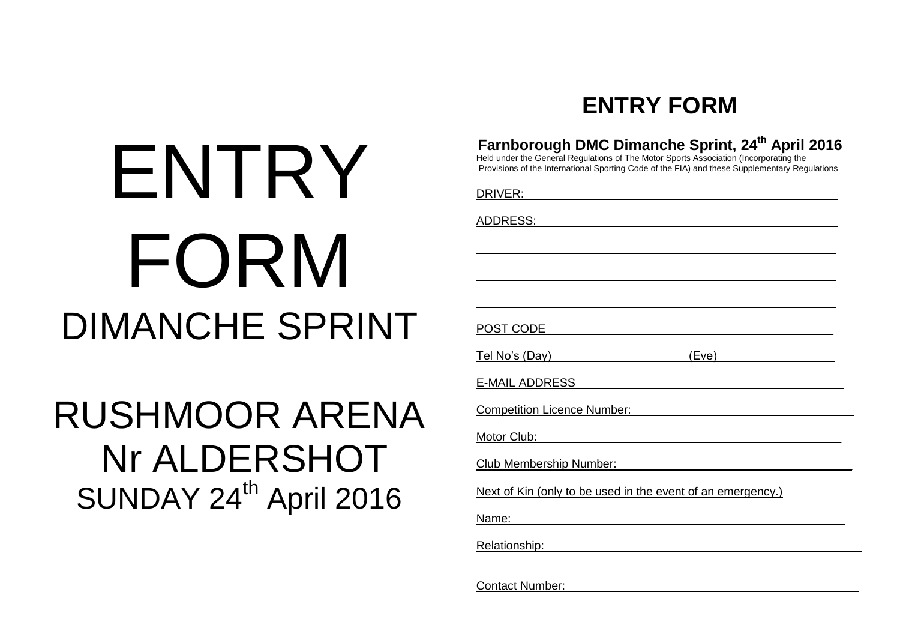# ENTRY FORM

# DIMANCHE SPRINT

# RUSHMOOR ARENA Nr ALDERSHOT

## SUNDAY 24th April 2016

## ENTRY FORM

**Farnborough DMC Dimanche Sprint, 24th April 2016**

Held under the General Regulations of The Motor Sports Association (Incorporating the Provisions of the International Sporting Code of the FIA) and these Supplementary Regulations

DRIVER:_____________________________________________

ADDRESS:___________________________________________

_____________________________________________________

_____________________________________________________

_____________________________________________________

POST CODE__________________________________________

Tel No's (Day)____________________ (Eve)_________________

E-MAIL ADDRESS_____________________________________

Competition Licence Number:_______________________________

Motor Club:_____________________________________________

Club Membership Number:_________________________________

Next of Kin (only to be used in the event of an emergency.)

Name:_________________________________________________

Relationship:_____________________________________________

Contact Number:__________________________________________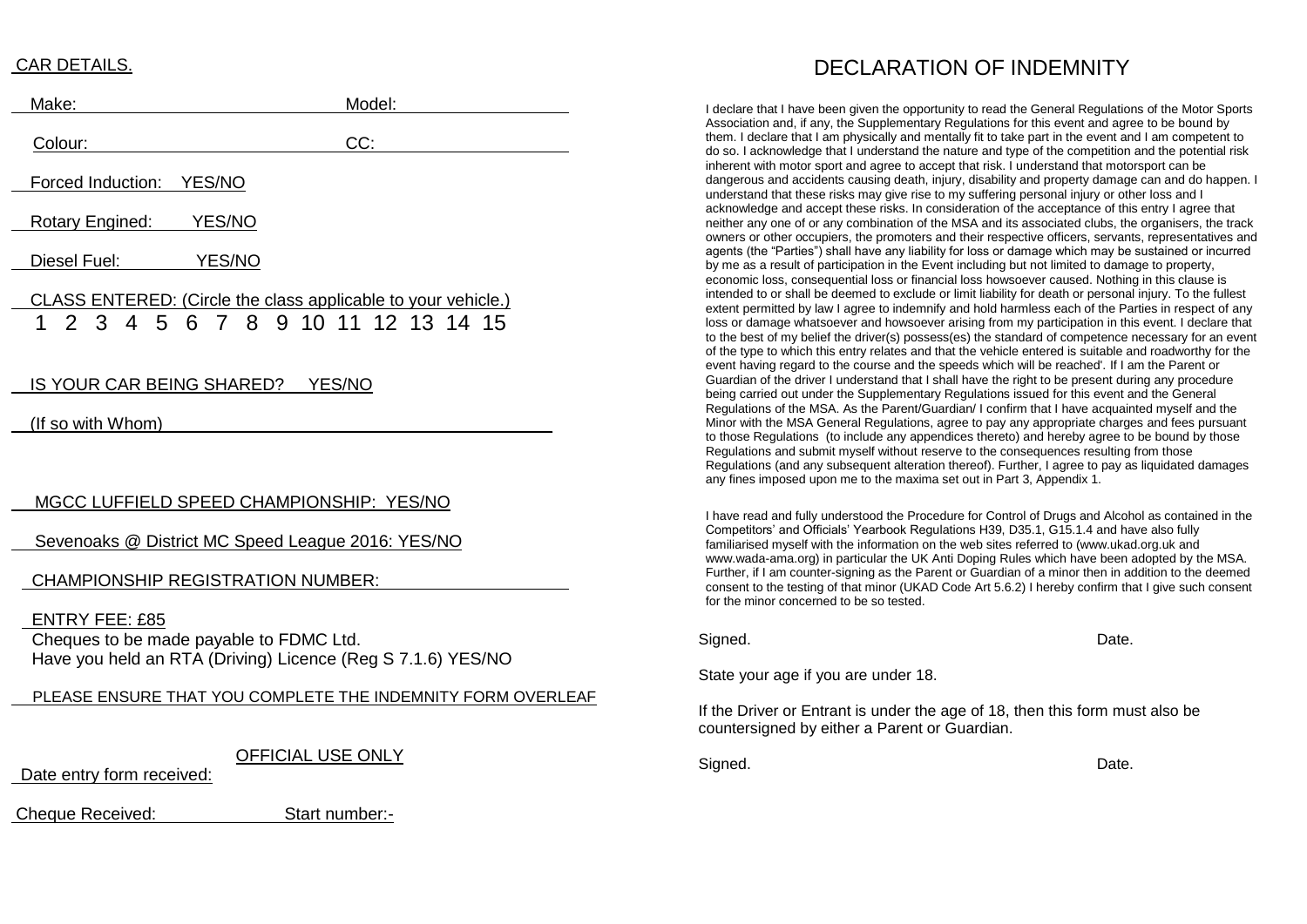## CAR DETAILS.

Make: Model:

Colour: CC:

Forced Induction: YES/NO

Rotary Engined: YES/NO

Diesel Fuel: YES/NO

CLASS ENTERED: (Circle the class applicable to your vehicle.)

1 2 3 4 5 6 7 8 9 10 11 12 13 14 15

IS YOUR CAR BEING SHARED? YES/NO

(If so with Whom)

MGCC LUFFIELD SPEED CHAMPIONSHIP: YES/NO

Sevenoaks @ District MC Speed League 2016: YES/NO

CHAMPIONSHIP REGISTRATION NUMBER:

ENTRY FEE: £85

Cheques to be made payable to FDMC Ltd.

Have you held an RTA (Driving) Licence (Reg S 7.1.6) YES/NO

PLEASE ENSURE THAT YOU COMPLETE THE INDEMNITY FORM OVERLEAF

OFFICIAL USE ONLY

Date entry form received:

Cheque Received: Start number:-

# DECLARATION OF INDEMNITY

I declare that I have been given the opportunity to read the General Regulations of the Motor Sports Association and, if any, the Supplementary Regulations for this event and agree to be bound by them. I declare that I am physically and mentally fit to take part in the event and I am competent to do so. I acknowledge that I understand the nature and type of the competition and the potential risk inherent with motor sport and agree to accept that risk. I understand that motorsport can be dangerous and accidents causing death, injury, disability and property damage can and do happen. I understand that these risks may give rise to my suffering personal injury or other loss and I acknowledge and accept these risks. In consideration of the acceptance of this entry I agree that neither any one of or any combination of the MSA and its associated clubs, the organisers, the track owners or other occupiers, the promoters and their respective officers, servants, representatives and agents (the "Parties") shall have any liability for loss or damage which may be sustained or incurred by me as a result of participation in the Event including but not limited to damage to property, economic loss, consequential loss or financial loss howsoever caused. Nothing in this clause is intended to or shall be deemed to exclude or limit liability for death or personal injury. To the fullest extent permitted by law I agree to indemnify and hold harmless each of the Parties in respect of any loss or damage whatsoever and howsoever arising from my participation in this event. I declare that to the best of my belief the driver(s) possess(es) the standard of competence necessary for an event of the type to which this entry relates and that the vehicle entered is suitable and roadworthy for the event having regard to the course and the speeds which will be reached'. If I am the Parent or Guardian of the driver I understand that I shall have the right to be present during any procedure being carried out under the Supplementary Regulations issued for this event and the General Regulations of the MSA. As the Parent/Guardian/ I confirm that I have acquainted myself and the Minor with the MSA General Regulations, agree to pay any appropriate charges and fees pursuant to those Regulations (to include any appendices thereto) and hereby agree to be bound by those Regulations and submit myself without reserve to the consequences resulting from those Regulations (and any subsequent alteration thereof). Further, I agree to pay as liquidated damages any fines imposed upon me to the maxima set out in Part 3, Appendix 1.

I have read and fully understood the Procedure for Control of Drugs and Alcohol as contained in the Competitors' and Officials' Yearbook Regulations H39, D35.1, G15.1.4 and have also fully familiarised myself with the information on the web sites referred to (www.ukad.org.uk and www.wada-ama.org) in particular the UK Anti Doping Rules which have been adopted by the MSA. Further, if I am counter-signing as the Parent or Guardian of a minor then in addition to the deemed consent to the testing of that minor (UKAD Code Art 5.6.2) I hereby confirm that I give such consent for the minor concerned to be so tested.

Signed. Date.

State your age if you are under 18.

If the Driver or Entrant is under the age of 18, then this form must also be countersigned by either a Parent or Guardian.

Signed. Date.